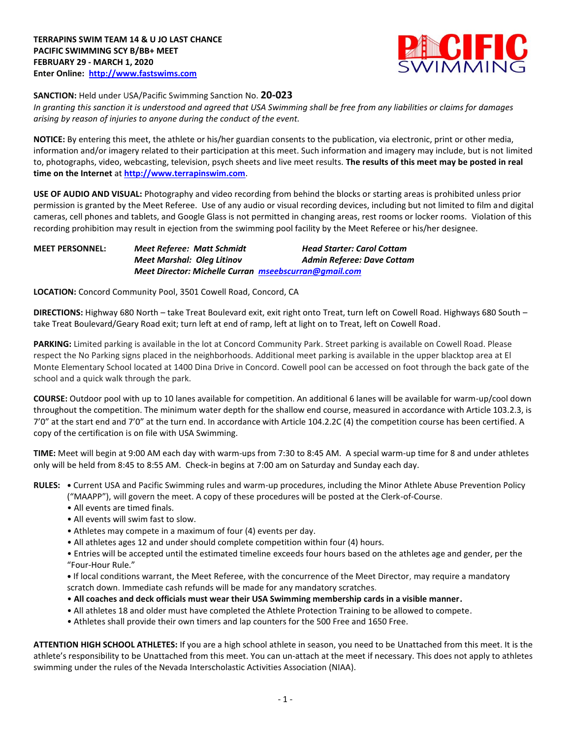**TERRAPINS SWIM TEAM 14 & U JO LAST CHANCE**
**PACIFIC SWIMMING SCY B/BB+ MEET**
**FEBRUARY 29 - MARCH 1, 2020**
**Enter Online: [http://www.fastswims.com](http://www.fastswims.com)**

PACIFIC SWIMMING

**SANCTION:** Held under USA/Pacific Swimming Sanction No. **20-023**
*In granting this sanction it is understood and agreed that USA Swimming shall be free from any liabilities or claims for damages arising by reason of injuries to anyone during the conduct of the event.*

**NOTICE:** By entering this meet, the athlete or his/her guardian consents to the publication, via electronic, print or other media, information and/or imagery related to their participation at this meet. Such information and imagery may include, but is not limited to, photographs, video, webcasting, television, psych sheets and live meet results. **The results of this meet may be posted in real time on the Internet** at **[http://www.terrapinswim.com](http://www.terrapinswim.com)**.

**USE OF AUDIO AND VISUAL:** Photography and video recording from behind the blocks or starting areas is prohibited unless prior permission is granted by the Meet Referee. Use of any audio or visual recording devices, including but not limited to film and digital cameras, cell phones and tablets, and Google Glass is not permitted in changing areas, rest rooms or locker rooms. Violation of this recording prohibition may result in ejection from the swimming pool facility by the Meet Referee or his/her designee.

**MEET PERSONNEL:**
***Meet Referee: Matt Schmidt*** — ***Head Starter: Carol Cottam***
***Meet Marshal: Oleg Litinov*** — ***Admin Referee: Dave Cottam***
***Meet Director: Michelle Curran [mseebscurran@gmail.com](mailto:mseebscurran@gmail.com)***

**LOCATION:** Concord Community Pool, 3501 Cowell Road, Concord, CA

**DIRECTIONS:** Highway 680 North – take Treat Boulevard exit, exit right onto Treat, turn left on Cowell Road. Highways 680 South – take Treat Boulevard/Geary Road exit; turn left at end of ramp, left at light on to Treat, left on Cowell Road.

**PARKING:** Limited parking is available in the lot at Concord Community Park. Street parking is available on Cowell Road. Please respect the No Parking signs placed in the neighborhoods. Additional meet parking is available in the upper blacktop area at El Monte Elementary School located at 1400 Dina Drive in Concord. Cowell pool can be accessed on foot through the back gate of the school and a quick walk through the park.

**COURSE:** Outdoor pool with up to 10 lanes available for competition. An additional 6 lanes will be available for warm-up/cool down throughout the competition. The minimum water depth for the shallow end course, measured in accordance with Article 103.2.3, is 7'0" at the start end and 7'0" at the turn end. In accordance with Article 104.2.2C (4) the competition course has been certified. A copy of the certification is on file with USA Swimming.

**TIME:** Meet will begin at 9:00 AM each day with warm-ups from 7:30 to 8:45 AM. A special warm-up time for 8 and under athletes only will be held from 8:45 to 8:55 AM. Check-in begins at 7:00 am on Saturday and Sunday each day.

**RULES:**
- Current USA and Pacific Swimming rules and warm-up procedures, including the Minor Athlete Abuse Prevention Policy ("MAAPP"), will govern the meet. A copy of these procedures will be posted at the Clerk-of-Course.
- All events are timed finals.
- All events will swim fast to slow.
- Athletes may compete in a maximum of four (4) events per day.
- All athletes ages 12 and under should complete competition within four (4) hours.
- Entries will be accepted until the estimated timeline exceeds four hours based on the athletes age and gender, per the "Four-Hour Rule."
- If local conditions warrant, the Meet Referee, with the concurrence of the Meet Director, may require a mandatory scratch down. Immediate cash refunds will be made for any mandatory scratches.
- **All coaches and deck officials must wear their USA Swimming membership cards in a visible manner.**
- All athletes 18 and older must have completed the Athlete Protection Training to be allowed to compete.
- Athletes shall provide their own timers and lap counters for the 500 Free and 1650 Free.

**ATTENTION HIGH SCHOOL ATHLETES:** If you are a high school athlete in season, you need to be Unattached from this meet. It is the athlete's responsibility to be Unattached from this meet. You can un-attach at the meet if necessary. This does not apply to athletes swimming under the rules of the Nevada Interscholastic Activities Association (NIAA).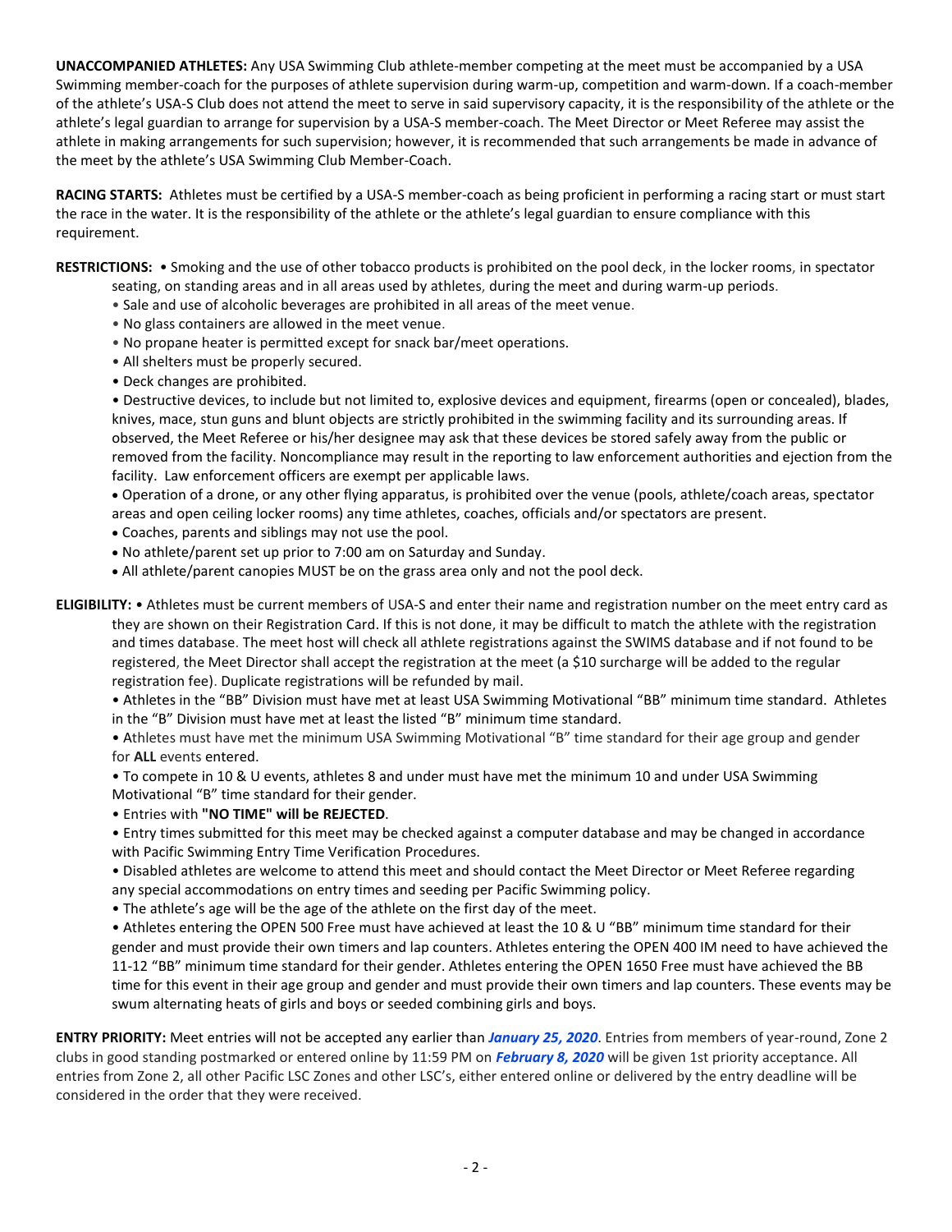**UNACCOMPANIED ATHLETES:** Any USA Swimming Club athlete-member competing at the meet must be accompanied by a USA Swimming member-coach for the purposes of athlete supervision during warm-up, competition and warm-down. If a coach-member of the athlete's USA-S Club does not attend the meet to serve in said supervisory capacity, it is the responsibility of the athlete or the athlete's legal guardian to arrange for supervision by a USA-S member-coach. The Meet Director or Meet Referee may assist the athlete in making arrangements for such supervision; however, it is recommended that such arrangements be made in advance of the meet by the athlete's USA Swimming Club Member-Coach.

**RACING STARTS:** Athletes must be certified by a USA-S member-coach as being proficient in performing a racing start or must start the race in the water. It is the responsibility of the athlete or the athlete's legal guardian to ensure compliance with this requirement.

**RESTRICTIONS:**
- Smoking and the use of other tobacco products is prohibited on the pool deck, in the locker rooms, in spectator seating, on standing areas and in all areas used by athletes, during the meet and during warm-up periods.
- Sale and use of alcoholic beverages are prohibited in all areas of the meet venue.
- No glass containers are allowed in the meet venue.
- No propane heater is permitted except for snack bar/meet operations.
- All shelters must be properly secured.
- Deck changes are prohibited.
- Destructive devices, to include but not limited to, explosive devices and equipment, firearms (open or concealed), blades, knives, mace, stun guns and blunt objects are strictly prohibited in the swimming facility and its surrounding areas. If observed, the Meet Referee or his/her designee may ask that these devices be stored safely away from the public or removed from the facility. Noncompliance may result in the reporting to law enforcement authorities and ejection from the facility. Law enforcement officers are exempt per applicable laws.
- Operation of a drone, or any other flying apparatus, is prohibited over the venue (pools, athlete/coach areas, spectator areas and open ceiling locker rooms) any time athletes, coaches, officials and/or spectators are present.
- Coaches, parents and siblings may not use the pool.
- No athlete/parent set up prior to 7:00 am on Saturday and Sunday.
- All athlete/parent canopies MUST be on the grass area only and not the pool deck.

**ELIGIBILITY:**
- Athletes must be current members of USA-S and enter their name and registration number on the meet entry card as they are shown on their Registration Card. If this is not done, it may be difficult to match the athlete with the registration and times database. The meet host will check all athlete registrations against the SWIMS database and if not found to be registered, the Meet Director shall accept the registration at the meet (a $10 surcharge will be added to the regular registration fee). Duplicate registrations will be refunded by mail.
- Athletes in the "BB" Division must have met at least USA Swimming Motivational "BB" minimum time standard. Athletes in the "B" Division must have met at least the listed "B" minimum time standard.
- Athletes must have met the minimum USA Swimming Motivational "B" time standard for their age group and gender for **ALL** events entered.
- To compete in 10 & U events, athletes 8 and under must have met the minimum 10 and under USA Swimming Motivational "B" time standard for their gender.
- Entries with **"NO TIME" will be REJECTED**.
- Entry times submitted for this meet may be checked against a computer database and may be changed in accordance with Pacific Swimming Entry Time Verification Procedures.
- Disabled athletes are welcome to attend this meet and should contact the Meet Director or Meet Referee regarding any special accommodations on entry times and seeding per Pacific Swimming policy.
- The athlete's age will be the age of the athlete on the first day of the meet.
- Athletes entering the OPEN 500 Free must have achieved at least the 10 & U "BB" minimum time standard for their gender and must provide their own timers and lap counters. Athletes entering the OPEN 400 IM need to have achieved the 11-12 "BB" minimum time standard for their gender. Athletes entering the OPEN 1650 Free must have achieved the BB time for this event in their age group and gender and must provide their own timers and lap counters. These events may be swum alternating heats of girls and boys or seeded combining girls and boys.

**ENTRY PRIORITY:** Meet entries will not be accepted any earlier than ***January 25, 2020***. Entries from members of year-round, Zone 2 clubs in good standing postmarked or entered online by 11:59 PM on ***February 8, 2020*** will be given 1st priority acceptance. All entries from Zone 2, all other Pacific LSC Zones and other LSC's, either entered online or delivered by the entry deadline will be considered in the order that they were received.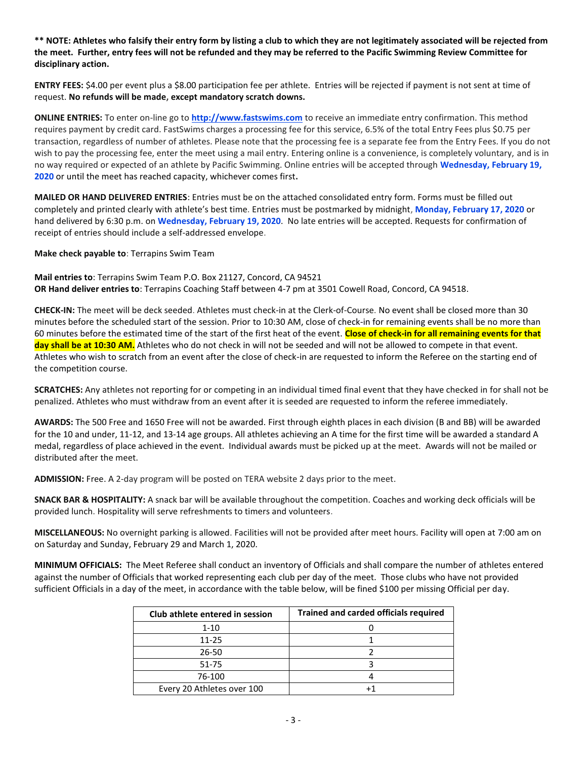**** NOTE: Athletes who falsify their entry form by listing a club to which they are not legitimately associated will be rejected from the meet. Further, entry fees will not be refunded and they may be referred to the Pacific Swimming Review Committee for disciplinary action.**

**ENTRY FEES:** $4.00 per event plus a $8.00 participation fee per athlete. Entries will be rejected if payment is not sent at time of request. **No refunds will be made, except mandatory scratch downs.**

**ONLINE ENTRIES:** To enter on-line go to **http://www.fastswims.com** to receive an immediate entry confirmation. This method requires payment by credit card. FastSwims charges a processing fee for this service, 6.5% of the total Entry Fees plus $0.75 per transaction, regardless of number of athletes. Please note that the processing fee is a separate fee from the Entry Fees. If you do not wish to pay the processing fee, enter the meet using a mail entry. Entering online is a convenience, is completely voluntary, and is in no way required or expected of an athlete by Pacific Swimming. Online entries will be accepted through **Wednesday, February 19, 2020** or until the meet has reached capacity, whichever comes first**.**

**MAILED OR HAND DELIVERED ENTRIES**: Entries must be on the attached consolidated entry form. Forms must be filled out completely and printed clearly with athlete's best time. Entries must be postmarked by midnight, **Monday, February 17, 2020** or hand delivered by 6:30 p.m. on **Wednesday, February 19, 2020**. No late entries will be accepted. Requests for confirmation of receipt of entries should include a self-addressed envelope.

**Make check payable to**: Terrapins Swim Team

**Mail entries to**: Terrapins Swim Team P.O. Box 21127, Concord, CA 94521
**OR Hand deliver entries to**: Terrapins Coaching Staff between 4-7 pm at 3501 Cowell Road, Concord, CA 94518.

**CHECK-IN:** The meet will be deck seeded. Athletes must check-in at the Clerk-of-Course. No event shall be closed more than 30 minutes before the scheduled start of the session. Prior to 10:30 AM, close of check-in for remaining events shall be no more than 60 minutes before the estimated time of the start of the first heat of the event. **Close of check-in for all remaining events for that day shall be at 10:30 AM.** Athletes who do not check in will not be seeded and will not be allowed to compete in that event. Athletes who wish to scratch from an event after the close of check-in are requested to inform the Referee on the starting end of the competition course.

**SCRATCHES:** Any athletes not reporting for or competing in an individual timed final event that they have checked in for shall not be penalized. Athletes who must withdraw from an event after it is seeded are requested to inform the referee immediately.

**AWARDS:** The 500 Free and 1650 Free will not be awarded. First through eighth places in each division (B and BB) will be awarded for the 10 and under, 11-12, and 13-14 age groups. All athletes achieving an A time for the first time will be awarded a standard A medal, regardless of place achieved in the event. Individual awards must be picked up at the meet. Awards will not be mailed or distributed after the meet.

**ADMISSION:** Free. A 2-day program will be posted on TERA website 2 days prior to the meet.

**SNACK BAR & HOSPITALITY:** A snack bar will be available throughout the competition. Coaches and working deck officials will be provided lunch. Hospitality will serve refreshments to timers and volunteers.

**MISCELLANEOUS:** No overnight parking is allowed. Facilities will not be provided after meet hours. Facility will open at 7:00 am on on Saturday and Sunday, February 29 and March 1, 2020.

**MINIMUM OFFICIALS:** The Meet Referee shall conduct an inventory of Officials and shall compare the number of athletes entered against the number of Officials that worked representing each club per day of the meet. Those clubs who have not provided sufficient Officials in a day of the meet, in accordance with the table below, will be fined $100 per missing Official per day.

| Club athlete entered in session | Trained and carded officials required |
|---|---|
| 1-10 | 0 |
| 11-25 | 1 |
| 26-50 | 2 |
| 51-75 | 3 |
| 76-100 | 4 |
| Every 20 Athletes over 100 | +1 |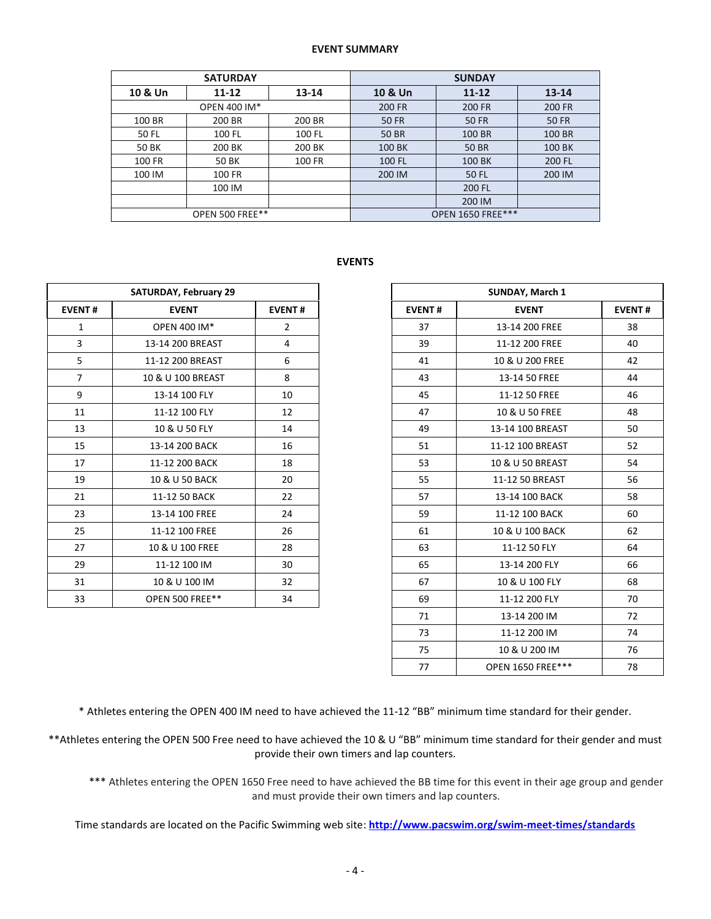**EVENT SUMMARY**

| SATURDAY | | | SUNDAY | | |
|---|---|---|---|---|---|
| 10 & Un | 11-12 | 13-14 | 10 & Un | 11-12 | 13-14 |
| OPEN 400 IM* | | | 200 FR | 200 FR | 200 FR |
| 100 BR | 200 BR | 200 BR | 50 FR | 50 FR | 50 FR |
| 50 FL | 100 FL | 100 FL | 50 BR | 100 BR | 100 BR |
| 50 BK | 200 BK | 200 BK | 100 BK | 50 BR | 100 BK |
| 100 FR | 50 BK | 100 FR | 100 FL | 100 BK | 200 FL |
| 100 IM | 100 FR | | 200 IM | 50 FL | 200 IM |
| | 100 IM | | | 200 FL | |
| | | | | 200 IM | |
| OPEN 500 FREE** | | | OPEN 1650 FREE*** | | |

**EVENTS**

| SATURDAY, February 29 | | |
|---|---|---|
| EVENT # | EVENT | EVENT # |
| 1 | OPEN 400 IM* | 2 |
| 3 | 13-14 200 BREAST | 4 |
| 5 | 11-12 200 BREAST | 6 |
| 7 | 10 & U 100 BREAST | 8 |
| 9 | 13-14 100 FLY | 10 |
| 11 | 11-12 100 FLY | 12 |
| 13 | 10 & U 50 FLY | 14 |
| 15 | 13-14 200 BACK | 16 |
| 17 | 11-12 200 BACK | 18 |
| 19 | 10 & U 50 BACK | 20 |
| 21 | 11-12 50 BACK | 22 |
| 23 | 13-14 100 FREE | 24 |
| 25 | 11-12 100 FREE | 26 |
| 27 | 10 & U 100 FREE | 28 |
| 29 | 11-12 100 IM | 30 |
| 31 | 10 & U 100 IM | 32 |
| 33 | OPEN 500 FREE** | 34 |

| SUNDAY, March 1 | | |
|---|---|---|
| EVENT # | EVENT | EVENT # |
| 37 | 13-14 200 FREE | 38 |
| 39 | 11-12 200 FREE | 40 |
| 41 | 10 & U 200 FREE | 42 |
| 43 | 13-14 50 FREE | 44 |
| 45 | 11-12 50 FREE | 46 |
| 47 | 10 & U 50 FREE | 48 |
| 49 | 13-14 100 BREAST | 50 |
| 51 | 11-12 100 BREAST | 52 |
| 53 | 10 & U 50 BREAST | 54 |
| 55 | 11-12 50 BREAST | 56 |
| 57 | 13-14 100 BACK | 58 |
| 59 | 11-12 100 BACK | 60 |
| 61 | 10 & U 100 BACK | 62 |
| 63 | 11-12 50 FLY | 64 |
| 65 | 13-14 200 FLY | 66 |
| 67 | 10 & U 100 FLY | 68 |
| 69 | 11-12 200 FLY | 70 |
| 71 | 13-14 200 IM | 72 |
| 73 | 11-12 200 IM | 74 |
| 75 | 10 & U 200 IM | 76 |
| 77 | OPEN 1650 FREE*** | 78 |

* Athletes entering the OPEN 400 IM need to have achieved the 11-12 "BB" minimum time standard for their gender.

**Athletes entering the OPEN 500 Free need to have achieved the 10 & U "BB" minimum time standard for their gender and must provide their own timers and lap counters.

*** Athletes entering the OPEN 1650 Free need to have achieved the BB time for this event in their age group and gender and must provide their own timers and lap counters.

Time standards are located on the Pacific Swimming web site: **http://www.pacswim.org/swim-meet-times/standards**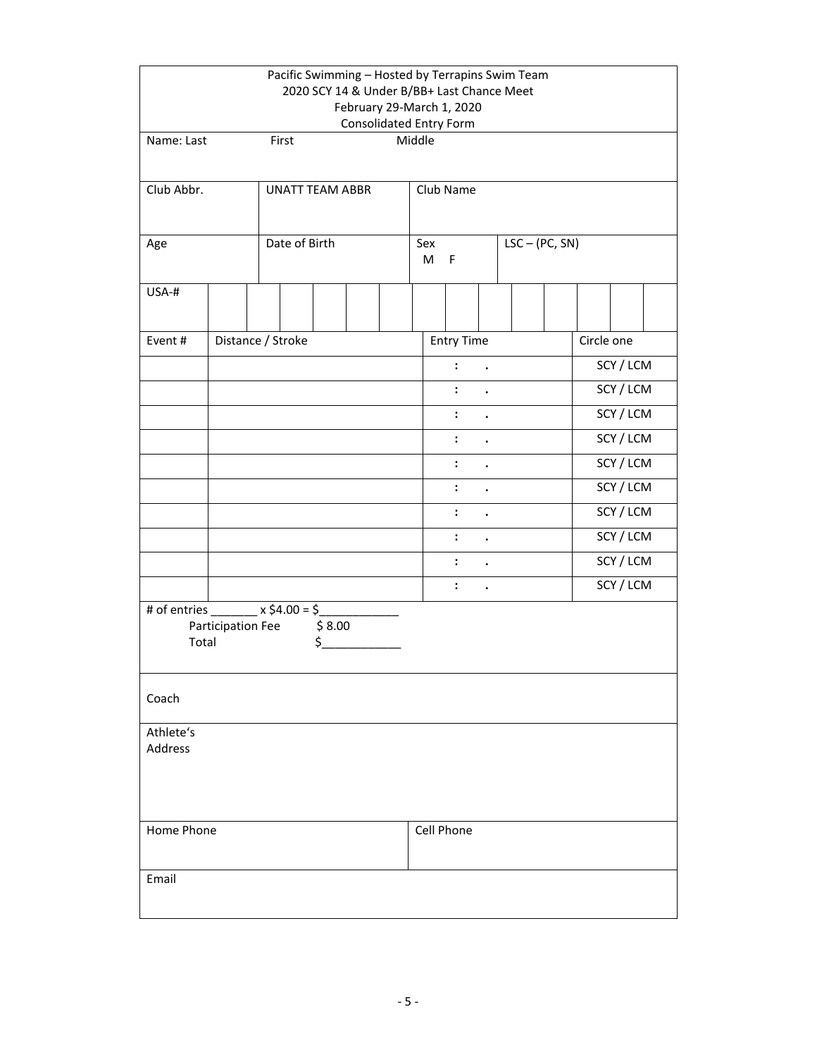Pacific Swimming – Hosted by Terrapins Swim Team
2020 SCY 14 & Under B/BB+ Last Chance Meet
February 29-March 1, 2020
Consolidated Entry Form

| | | |
|---|---|---|
| Name: Last | First | Middle |

| | | |
|---|---|---|
| Club Abbr. | UNATT TEAM ABBR | Club Name |

| | | | |
|---|---|---|---|
| Age | Date of Birth | Sex M F | LSC – (PC, SN) |

| | | | | | | | | | | | | | |
|---|---|---|---|---|---|---|---|---|---|---|---|---|---|
| USA-# | | | | | | | | | | | | | |

| Event # | Distance / Stroke | Entry Time | Circle one |
|---|---|---|---|
| | | : . | SCY / LCM |
| | | : . | SCY / LCM |
| | | : . | SCY / LCM |
| | | : . | SCY / LCM |
| | | : . | SCY / LCM |
| | | : . | SCY / LCM |
| | | : . | SCY / LCM |
| | | : . | SCY / LCM |
| | | : . | SCY / LCM |
| | | : . | SCY / LCM |

# of entries _______ x $4.00 = $____________
Participation Fee $ 8.00
Total $____________

Coach

Athlete's Address

| | |
|---|---|
| Home Phone | Cell Phone |

Email